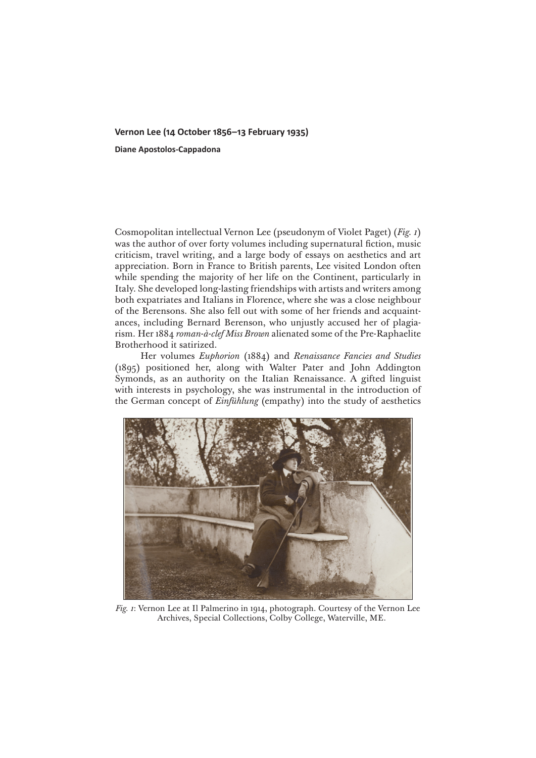# Vernon Lee (14 October 1856–13 February 1935)

**Diane Apostolos-Cappadona**

Cosmopolitan intellectual Vernon Lee (pseudonym of Violet Paget) (*Fig. 1*) was the author of over forty volumes including supernatural fiction, music criticism, travel writing, and a large body of essays on aesthetics and art appreciation. Born in France to British parents, Lee visited London often while spending the majority of her life on the Continent, particularly in Italy. She developed long-lasting friendships with artists and writers among both expatriates and Italians in Florence, where she was a close neighbour of the Berensons. She also fell out with some of her friends and acquaintances, including Bernard Berenson, who unjustly accused her of plagiarism. Her 1884 *roman-à-clef Miss Brown* alienated some of the Pre-Raphaelite Brotherhood it satirized.

Her volumes *Euphorion* (1884) and *Renaissance Fancies and Studies* (1895) positioned her, along with Walter Pater and John Addington Symonds, as an authority on the Italian Renaissance. A gifted linguist with interests in psychology, she was instrumental in the introduction of the German concept of *Einfühlung* (empathy) into the study of aesthetics

*Fig. 1*: Vernon Lee at Il Palmerino in 1914, photograph. Courtesy of the Vernon Lee Archives, Special Collections, Colby College, Waterville, ME.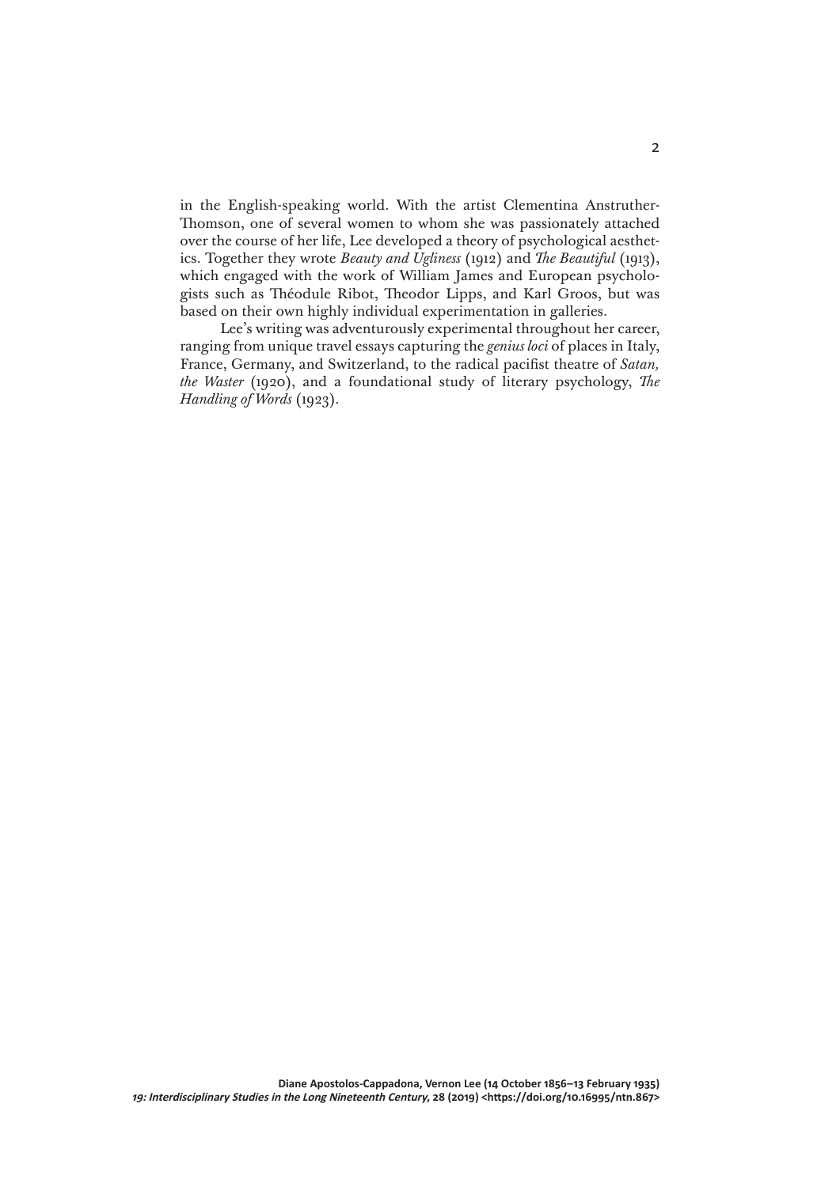in the English-speaking world. With the artist Clementina Anstruther-Thomson, one of several women to whom she was passionately attached over the course of her life, Lee developed a theory of psychological aesthetics. Together they wrote *Beauty and Ugliness* (1912) and *The Beautiful* (1913), which engaged with the work of William James and European psychologists such as Théodule Ribot, Theodor Lipps, and Karl Groos, but was based on their own highly individual experimentation in galleries.

Lee's writing was adventurously experimental throughout her career, ranging from unique travel essays capturing the *genius loci* of places in Italy, France, Germany, and Switzerland, to the radical pacifist theatre of *Satan, the Waster* (1920), and a foundational study of literary psychology, *The Handling of Words* (1923).